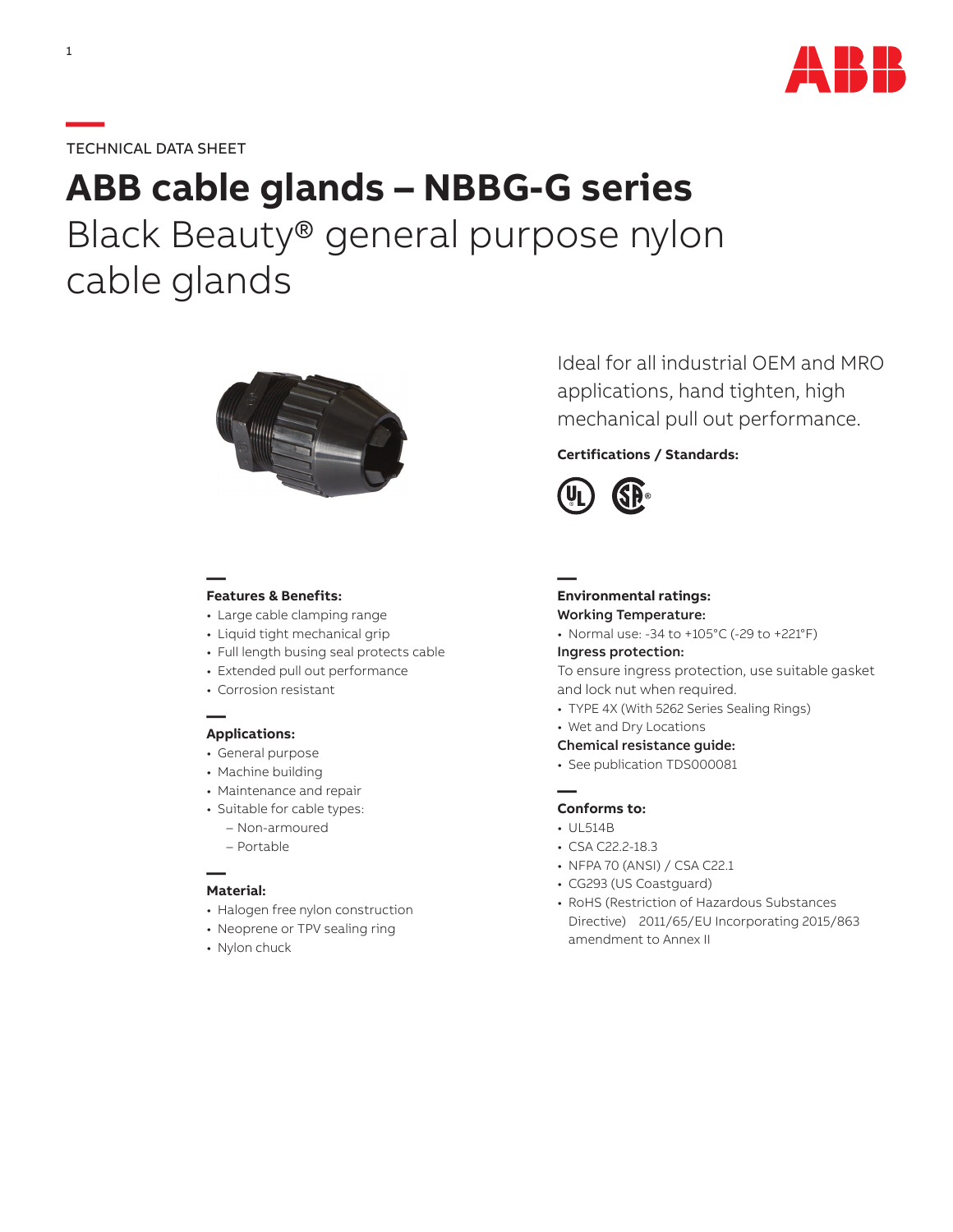TECHNICAL DATA SHEET

# ABB cable glands – NBBG-G series

## Black Beauty® general purpose nylon cable glands

Ideal for all industrial OEM and MRO applications, hand tighten, high mechanical pull out performance.

**Certifications / Standards:**

### Features & Benefits:

- Large cable clamping range
- Liquid tight mechanical grip
- Full length busing seal protects cable
- Extended pull out performance
- Corrosion resistant

### Applications:

- General purpose
- Machine building
- Maintenance and repair
- Suitable for cable types:
  - Non-armoured
  - Portable

### Material:

- Halogen free nylon construction
- Neoprene or TPV sealing ring
- Nylon chuck

### Environmental ratings:

**Working Temperature:**

- Normal use: -34 to +105°C (-29 to +221°F)

**Ingress protection:**

To ensure ingress protection, use suitable gasket and lock nut when required.

- TYPE 4X (With 5262 Series Sealing Rings)
- Wet and Dry Locations

**Chemical resistance guide:**

- See publication TDS000081

### Conforms to:

- UL514B
- CSA C22.2-18.3
- NFPA 70 (ANSI) / CSA C22.1
- CG293 (US Coastguard)
- RoHS (Restriction of Hazardous Substances Directive) 2011/65/EU Incorporating 2015/863 amendment to Annex II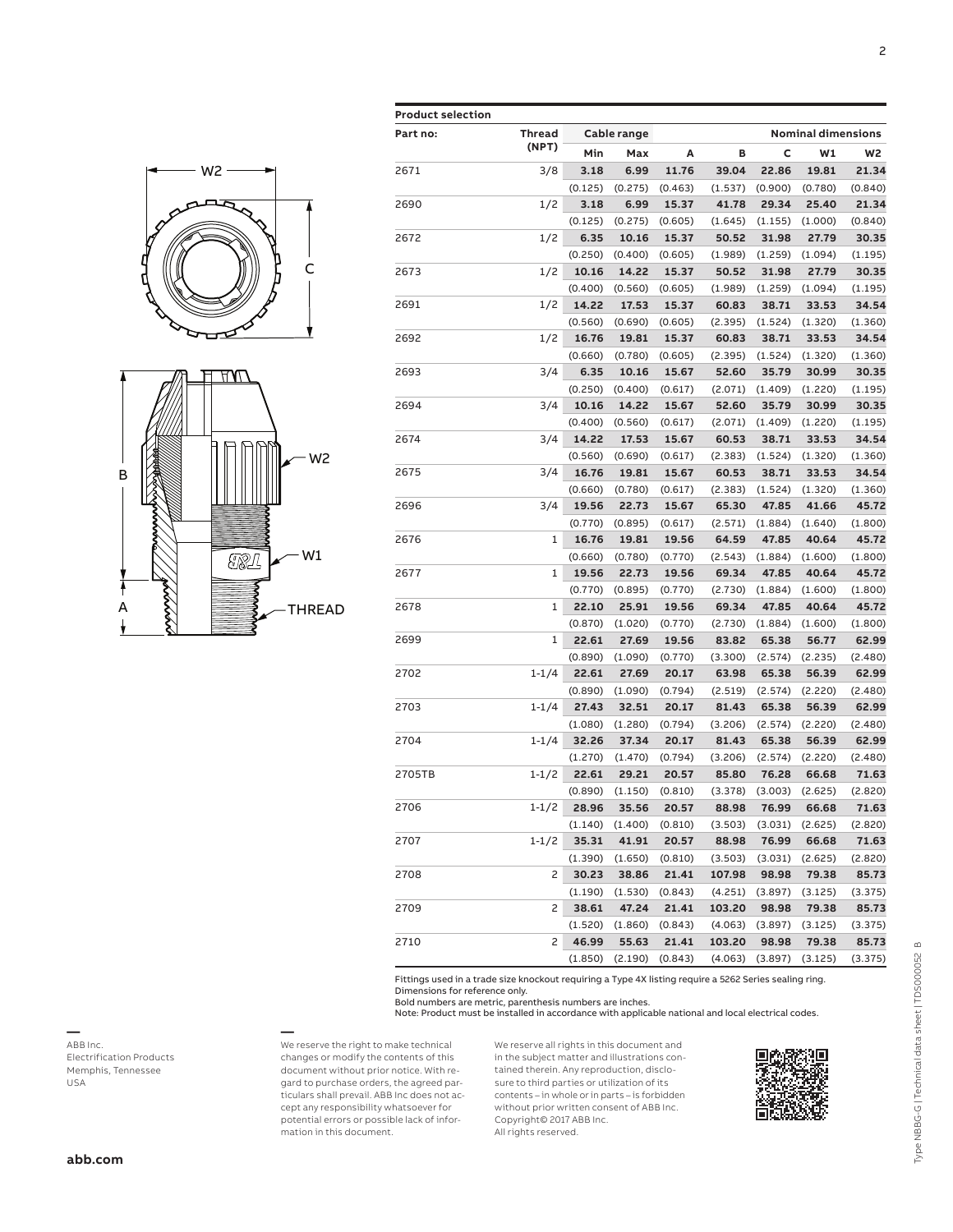**Product selection**

| Part no: | Thread (NPT) | Cable range | | Nominal dimensions | | | | |
|---|---|---|---|---|---|---|---|---|
| | | Min | Max | A | B | C | W1 | W2 |
| 2671 | 3/8 | **3.18** | **6.99** | **11.76** | **39.04** | **22.86** | **19.81** | **21.34** |
| | | (0.125) | (0.275) | (0.463) | (1.537) | (0.900) | (0.780) | (0.840) |
| 2690 | 1/2 | **3.18** | **6.99** | **15.37** | **41.78** | **29.34** | **25.40** | **21.34** |
| | | (0.125) | (0.275) | (0.605) | (1.645) | (1.155) | (1.000) | (0.840) |
| 2672 | 1/2 | **6.35** | **10.16** | **15.37** | **50.52** | **31.98** | **27.79** | **30.35** |
| | | (0.250) | (0.400) | (0.605) | (1.989) | (1.259) | (1.094) | (1.195) |
| 2673 | 1/2 | **10.16** | **14.22** | **15.37** | **50.52** | **31.98** | **27.79** | **30.35** |
| | | (0.400) | (0.560) | (0.605) | (1.989) | (1.259) | (1.094) | (1.195) |
| 2691 | 1/2 | **14.22** | **17.53** | **15.37** | **60.83** | **38.71** | **33.53** | **34.54** |
| | | (0.560) | (0.690) | (0.605) | (2.395) | (1.524) | (1.320) | (1.360) |
| 2692 | 1/2 | **16.76** | **19.81** | **15.37** | **60.83** | **38.71** | **33.53** | **34.54** |
| | | (0.660) | (0.780) | (0.605) | (2.395) | (1.524) | (1.320) | (1.360) |
| 2693 | 3/4 | **6.35** | **10.16** | **15.67** | **52.60** | **35.79** | **30.99** | **30.35** |
| | | (0.250) | (0.400) | (0.617) | (2.071) | (1.409) | (1.220) | (1.195) |
| 2694 | 3/4 | **10.16** | **14.22** | **15.67** | **52.60** | **35.79** | **30.99** | **30.35** |
| | | (0.400) | (0.560) | (0.617) | (2.071) | (1.409) | (1.220) | (1.195) |
| 2674 | 3/4 | **14.22** | **17.53** | **15.67** | **60.53** | **38.71** | **33.53** | **34.54** |
| | | (0.560) | (0.690) | (0.617) | (2.383) | (1.524) | (1.320) | (1.360) |
| 2675 | 3/4 | **16.76** | **19.81** | **15.67** | **60.53** | **38.71** | **33.53** | **34.54** |
| | | (0.660) | (0.780) | (0.617) | (2.383) | (1.524) | (1.320) | (1.360) |
| 2696 | 3/4 | **19.56** | **22.73** | **15.67** | **65.30** | **47.85** | **41.66** | **45.72** |
| | | (0.770) | (0.895) | (0.617) | (2.571) | (1.884) | (1.640) | (1.800) |
| 2676 | 1 | **16.76** | **19.81** | **19.56** | **64.59** | **47.85** | **40.64** | **45.72** |
| | | (0.660) | (0.780) | (0.770) | (2.543) | (1.884) | (1.600) | (1.800) |
| 2677 | 1 | **19.56** | **22.73** | **19.56** | **69.34** | **47.85** | **40.64** | **45.72** |
| | | (0.770) | (0.895) | (0.770) | (2.730) | (1.884) | (1.600) | (1.800) |
| 2678 | 1 | **22.10** | **25.91** | **19.56** | **69.34** | **47.85** | **40.64** | **45.72** |
| | | (0.870) | (1.020) | (0.770) | (2.730) | (1.884) | (1.600) | (1.800) |
| 2699 | 1 | **22.61** | **27.69** | **19.56** | **83.82** | **65.38** | **56.77** | **62.99** |
| | | (0.890) | (1.090) | (0.770) | (3.300) | (2.574) | (2.235) | (2.480) |
| 2702 | 1-1/4 | **22.61** | **27.69** | **20.17** | **63.98** | **65.38** | **56.39** | **62.99** |
| | | (0.890) | (1.090) | (0.794) | (2.519) | (2.574) | (2.220) | (2.480) |
| 2703 | 1-1/4 | **27.43** | **32.51** | **20.17** | **81.43** | **65.38** | **56.39** | **62.99** |
| | | (1.080) | (1.280) | (0.794) | (3.206) | (2.574) | (2.220) | (2.480) |
| 2704 | 1-1/4 | **32.26** | **37.34** | **20.17** | **81.43** | **65.38** | **56.39** | **62.99** |
| | | (1.270) | (1.470) | (0.794) | (3.206) | (2.574) | (2.220) | (2.480) |
| 2705TB | 1-1/2 | **22.61** | **29.21** | **20.57** | **85.80** | **76.28** | **66.68** | **71.63** |
| | | (0.890) | (1.150) | (0.810) | (3.378) | (3.003) | (2.625) | (2.820) |
| 2706 | 1-1/2 | **28.96** | **35.56** | **20.57** | **88.98** | **76.99** | **66.68** | **71.63** |
| | | (1.140) | (1.400) | (0.810) | (3.503) | (3.031) | (2.625) | (2.820) |
| 2707 | 1-1/2 | **35.31** | **41.91** | **20.57** | **88.98** | **76.99** | **66.68** | **71.63** |
| | | (1.390) | (1.650) | (0.810) | (3.503) | (3.031) | (2.625) | (2.820) |
| 2708 | 2 | **30.23** | **38.86** | **21.41** | **107.98** | **98.98** | **79.38** | **85.73** |
| | | (1.190) | (1.530) | (0.843) | (4.251) | (3.897) | (3.125) | (3.375) |
| 2709 | 2 | **38.61** | **47.24** | **21.41** | **103.20** | **98.98** | **79.38** | **85.73** |
| | | (1.520) | (1.860) | (0.843) | (4.063) | (3.897) | (3.125) | (3.375) |
| 2710 | 2 | **46.99** | **55.63** | **21.41** | **103.20** | **98.98** | **79.38** | **85.73** |
| | | (1.850) | (2.190) | (0.843) | (4.063) | (3.897) | (3.125) | (3.375) |

Fittings used in a trade size knockout requiring a Type 4X listing require a 5262 Series sealing ring.
Dimensions for reference only.
Bold numbers are metric, parenthesis numbers are inches.
Note: Product must be installed in accordance with applicable national and local electrical codes.

W2

C

B

A

W1

THREAD

ABB Inc.
Electrification Products
Memphis, Tennessee
USA

We reserve the right to make technical changes or modify the contents of this document without prior notice. With regard to purchase orders, the agreed particulars shall prevail. ABB Inc does not accept any responsibility whatsoever for potential errors or possible lack of information in this document.

We reserve all rights in this document and in the subject matter and illustrations contained therein. Any reproduction, disclosure to third parties or utilization of its contents – in whole or in parts – is forbidden without prior written consent of ABB Inc.
Copyright© 2017 ABB Inc.
All rights reserved.

**abb.com**

Type NBBG-G | Technical data sheet | TDS000052 B